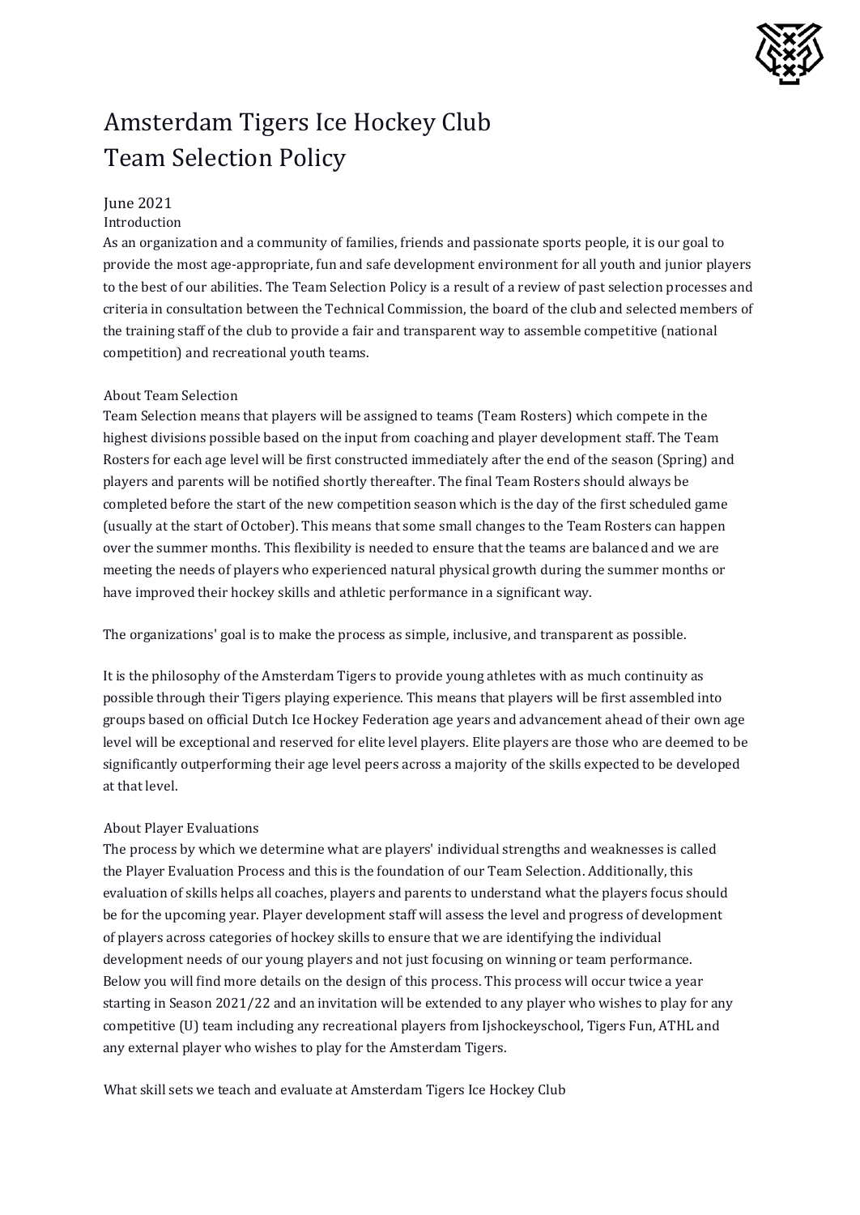# Amsterdam Tigers Ice Hockey Club
# Team Selection Policy

June 2021

## Introduction

As an organization and a community of families, friends and passionate sports people, it is our goal to provide the most age-appropriate, fun and safe development environment for all youth and junior players to the best of our abilities. The Team Selection Policy is a result of a review of past selection processes and criteria in consultation between the Technical Commission, the board of the club and selected members of the training staff of the club to provide a fair and transparent way to assemble competitive (national competition) and recreational youth teams.

## About Team Selection

Team Selection means that players will be assigned to teams (Team Rosters) which compete in the highest divisions possible based on the input from coaching and player development staff. The Team Rosters for each age level will be first constructed immediately after the end of the season (Spring) and players and parents will be notified shortly thereafter. The final Team Rosters should always be completed before the start of the new competition season which is the day of the first scheduled game (usually at the start of October). This means that some small changes to the Team Rosters can happen over the summer months. This flexibility is needed to ensure that the teams are balanced and we are meeting the needs of players who experienced natural physical growth during the summer months or have improved their hockey skills and athletic performance in a significant way.

The organizations' goal is to make the process as simple, inclusive, and transparent as possible.

It is the philosophy of the Amsterdam Tigers to provide young athletes with as much continuity as possible through their Tigers playing experience. This means that players will be first assembled into groups based on official Dutch Ice Hockey Federation age years and advancement ahead of their own age level will be exceptional and reserved for elite level players. Elite players are those who are deemed to be significantly outperforming their age level peers across a majority of the skills expected to be developed at that level.

## About Player Evaluations

The process by which we determine what are players' individual strengths and weaknesses is called the Player Evaluation Process and this is the foundation of our Team Selection. Additionally, this evaluation of skills helps all coaches, players and parents to understand what the players focus should be for the upcoming year. Player development staff will assess the level and progress of development of players across categories of hockey skills to ensure that we are identifying the individual development needs of our young players and not just focusing on winning or team performance. Below you will find more details on the design of this process. This process will occur twice a year starting in Season 2021/22 and an invitation will be extended to any player who wishes to play for any competitive (U) team including any recreational players from Ijshockeyschool, Tigers Fun, ATHL and any external player who wishes to play for the Amsterdam Tigers.

## What skill sets we teach and evaluate at Amsterdam Tigers Ice Hockey Club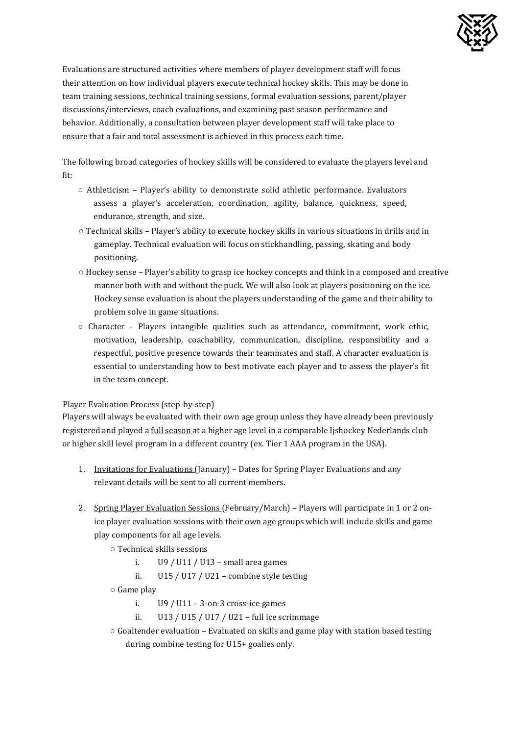Evaluations are structured activities where members of player development staff will focus their attention on how individual players execute technical hockey skills. This may be done in team training sessions, technical training sessions, formal evaluation sessions, parent/player discussions/interviews, coach evaluations, and examining past season performance and behavior. Additionally, a consultation between player development staff will take place to ensure that a fair and total assessment is achieved in this process each time.

The following broad categories of hockey skills will be considered to evaluate the players level and fit:

- Athleticism – Player's ability to demonstrate solid athletic performance. Evaluators assess a player's acceleration, coordination, agility, balance, quickness, speed, endurance, strength, and size.
- Technical skills – Player's ability to execute hockey skills in various situations in drills and in gameplay. Technical evaluation will focus on stickhandling, passing, skating and body positioning.
- Hockey sense – Player's ability to grasp ice hockey concepts and think in a composed and creative manner both with and without the puck. We will also look at players positioning on the ice. Hockey sense evaluation is about the players understanding of the game and their ability to problem solve in game situations.
- Character – Players intangible qualities such as attendance, commitment, work ethic, motivation, leadership, coachability, communication, discipline, responsibility and a respectful, positive presence towards their teammates and staff. A character evaluation is essential to understanding how to best motivate each player and to assess the player's fit in the team concept.

Player Evaluation Process (step-by-step)

Players will always be evaluated with their own age group unless they have already been previously registered and played a <u>full season</u> at a higher age level in a comparable Ijshockey Nederlands club or higher skill level program in a different country (ex. Tier 1 AAA program in the USA).

1. <u>Invitations for Evaluations</u> (January) – Dates for Spring Player Evaluations and any relevant details will be sent to all current members.

2. <u>Spring Player Evaluation Sessions</u> (February/March) – Players will participate in 1 or 2 on-ice player evaluation sessions with their own age groups which will include skills and game play components for all age levels.
   - Technical skills sessions
     i. U9 / U11 / U13 – small area games
     ii. U15 / U17 / U21 – combine style testing
   - Game play
     i. U9 / U11 – 3-on-3 cross-ice games
     ii. U13 / U15 / U17 / U21 – full ice scrimmage
   - Goaltender evaluation – Evaluated on skills and game play with station based testing during combine testing for U15+ goalies only.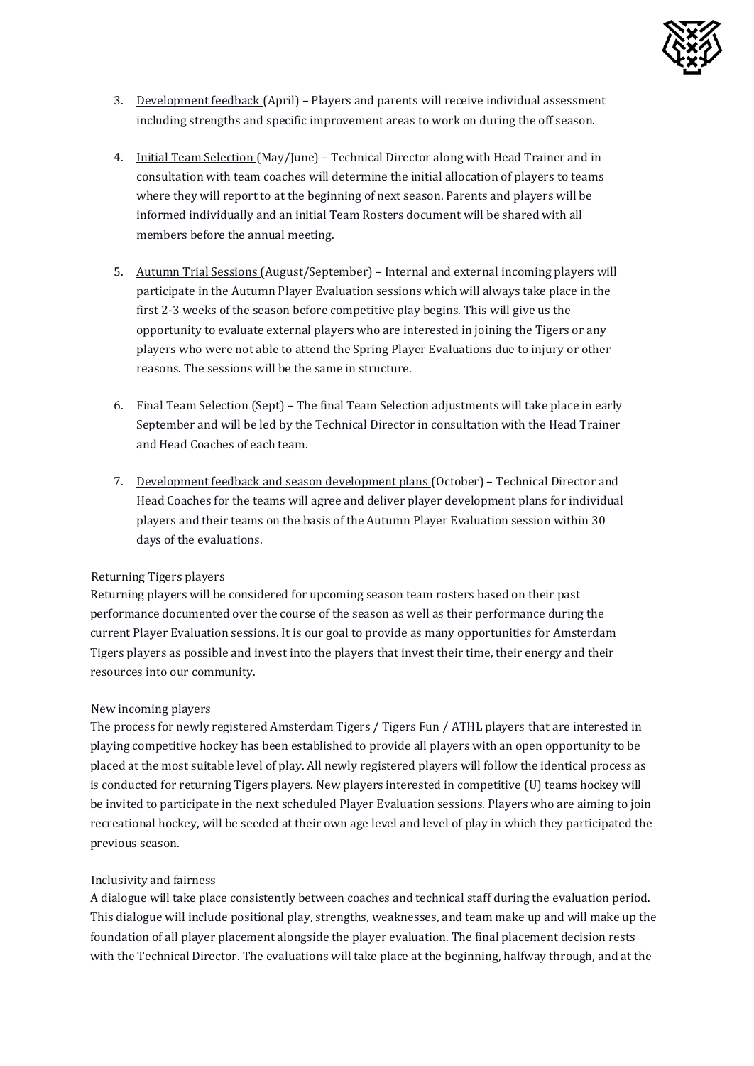3. Development feedback (April) – Players and parents will receive individual assessment including strengths and specific improvement areas to work on during the off season.

4. Initial Team Selection (May/June) – Technical Director along with Head Trainer and in consultation with team coaches will determine the initial allocation of players to teams where they will report to at the beginning of next season. Parents and players will be informed individually and an initial Team Rosters document will be shared with all members before the annual meeting.

5. Autumn Trial Sessions (August/September) – Internal and external incoming players will participate in the Autumn Player Evaluation sessions which will always take place in the first 2-3 weeks of the season before competitive play begins. This will give us the opportunity to evaluate external players who are interested in joining the Tigers or any players who were not able to attend the Spring Player Evaluations due to injury or other reasons. The sessions will be the same in structure.

6. Final Team Selection (Sept) – The final Team Selection adjustments will take place in early September and will be led by the Technical Director in consultation with the Head Trainer and Head Coaches of each team.

7. Development feedback and season development plans (October) – Technical Director and Head Coaches for the teams will agree and deliver player development plans for individual players and their teams on the basis of the Autumn Player Evaluation session within 30 days of the evaluations.

Returning Tigers players

Returning players will be considered for upcoming season team rosters based on their past performance documented over the course of the season as well as their performance during the current Player Evaluation sessions. It is our goal to provide as many opportunities for Amsterdam Tigers players as possible and invest into the players that invest their time, their energy and their resources into our community.

New incoming players

The process for newly registered Amsterdam Tigers / Tigers Fun / ATHL players that are interested in playing competitive hockey has been established to provide all players with an open opportunity to be placed at the most suitable level of play. All newly registered players will follow the identical process as is conducted for returning Tigers players. New players interested in competitive (U) teams hockey will be invited to participate in the next scheduled Player Evaluation sessions. Players who are aiming to join recreational hockey, will be seeded at their own age level and level of play in which they participated the previous season.

Inclusivity and fairness

A dialogue will take place consistently between coaches and technical staff during the evaluation period. This dialogue will include positional play, strengths, weaknesses, and team make up and will make up the foundation of all player placement alongside the player evaluation. The final placement decision rests with the Technical Director. The evaluations will take place at the beginning, halfway through, and at the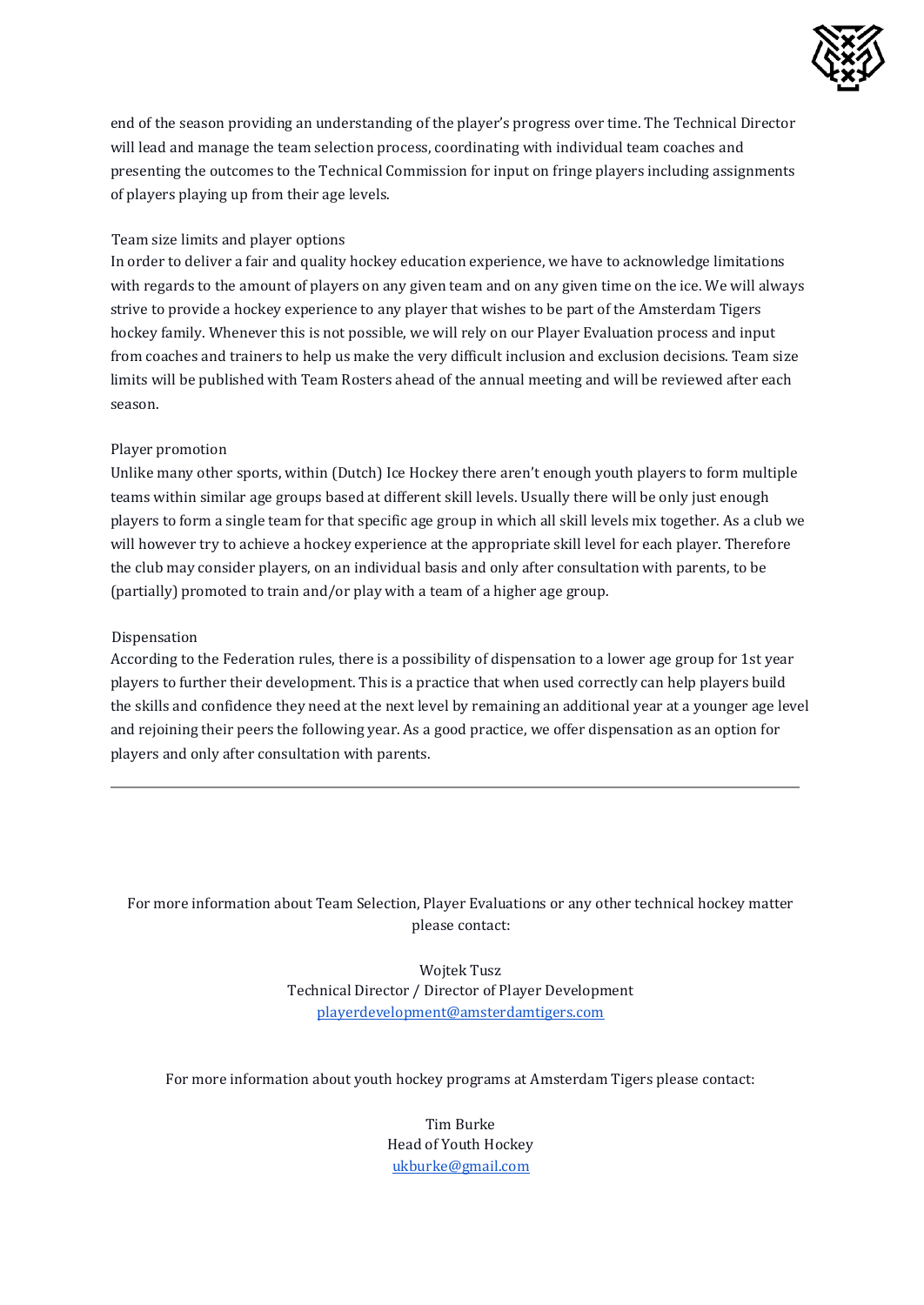end of the season providing an understanding of the player's progress over time. The Technical Director will lead and manage the team selection process, coordinating with individual team coaches and presenting the outcomes to the Technical Commission for input on fringe players including assignments of players playing up from their age levels.

### Team size limits and player options

In order to deliver a fair and quality hockey education experience, we have to acknowledge limitations with regards to the amount of players on any given team and on any given time on the ice. We will always strive to provide a hockey experience to any player that wishes to be part of the Amsterdam Tigers hockey family. Whenever this is not possible, we will rely on our Player Evaluation process and input from coaches and trainers to help us make the very difficult inclusion and exclusion decisions. Team size limits will be published with Team Rosters ahead of the annual meeting and will be reviewed after each season.

### Player promotion

Unlike many other sports, within (Dutch) Ice Hockey there aren't enough youth players to form multiple teams within similar age groups based at different skill levels. Usually there will be only just enough players to form a single team for that specific age group in which all skill levels mix together. As a club we will however try to achieve a hockey experience at the appropriate skill level for each player. Therefore the club may consider players, on an individual basis and only after consultation with parents, to be (partially) promoted to train and/or play with a team of a higher age group.

### Dispensation

According to the Federation rules, there is a possibility of dispensation to a lower age group for 1st year players to further their development. This is a practice that when used correctly can help players build the skills and confidence they need at the next level by remaining an additional year at a younger age level and rejoining their peers the following year. As a good practice, we offer dispensation as an option for players and only after consultation with parents.

---

For more information about Team Selection, Player Evaluations or any other technical hockey matter please contact:

Wojtek Tusz
Technical Director / Director of Player Development
playerdevelopment@amsterdamtigers.com

For more information about youth hockey programs at Amsterdam Tigers please contact:

Tim Burke
Head of Youth Hockey
ukburke@gmail.com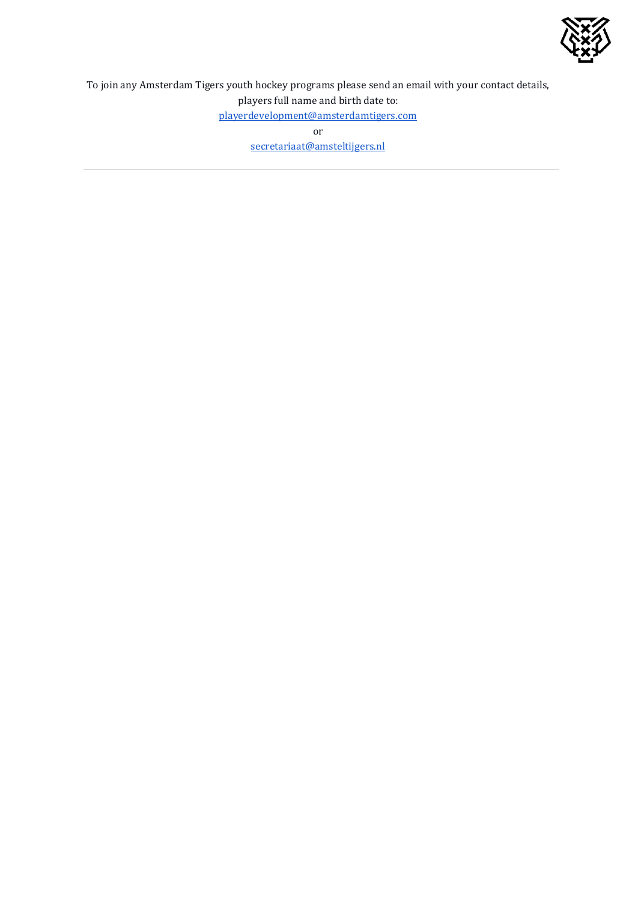To join any Amsterdam Tigers youth hockey programs please send an email with your contact details, players full name and birth date to:

playerdevelopment@amsterdamtigers.com

or

secretariaat@amsteltijgers.nl

---